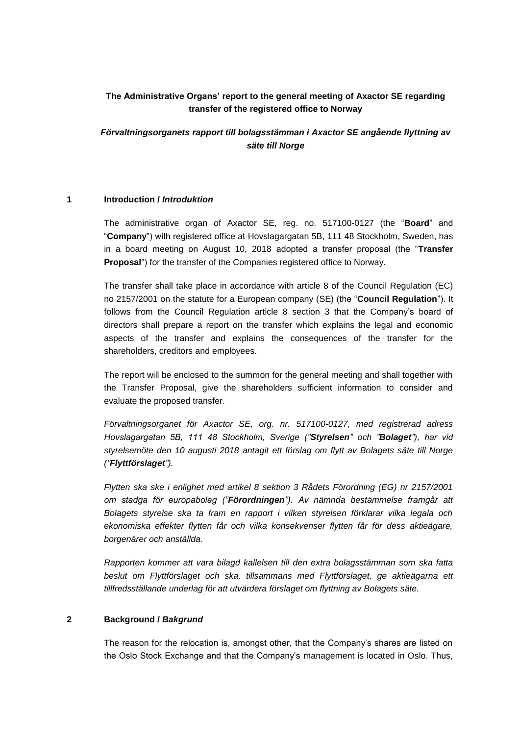**The Administrative Organs' report to the general meeting of Axactor SE regarding transfer of the registered office to Norway**

***Förvaltningsorganets rapport till bolagsstämman i Axactor SE angående flyttning av säte till Norge***

## 1 Introduction / *Introduktion*

The administrative organ of Axactor SE, reg. no. 517100-0127 (the "**Board**" and "**Company**") with registered office at Hovslagargatan 5B, 111 48 Stockholm, Sweden, has in a board meeting on August 10, 2018 adopted a transfer proposal (the "**Transfer Proposal**") for the transfer of the Companies registered office to Norway.

The transfer shall take place in accordance with article 8 of the Council Regulation (EC) no 2157/2001 on the statute for a European company (SE) (the "**Council Regulation**"). It follows from the Council Regulation article 8 section 3 that the Company's board of directors shall prepare a report on the transfer which explains the legal and economic aspects of the transfer and explains the consequences of the transfer for the shareholders, creditors and employees.

The report will be enclosed to the summon for the general meeting and shall together with the Transfer Proposal, give the shareholders sufficient information to consider and evaluate the proposed transfer.

*Förvaltningsorganet för Axactor SE, org. nr. 517100-0127, med registrerad adress Hovslagargatan 5B, 111 48 Stockholm, Sverige ("**Styrelsen**" och "**Bolaget**"), har vid styrelsemöte den 10 augusti 2018 antagit ett förslag om flytt av Bolagets säte till Norge ("**Flyttförslaget**").*

*Flytten ska ske i enlighet med artikel 8 sektion 3 Rådets Förordning (EG) nr 2157/2001 om stadga för europabolag ("**Förordningen**"). Av nämnda bestämmelse framgår att Bolagets styrelse ska ta fram en rapport i vilken styrelsen förklarar vilka legala och ekonomiska effekter flytten får och vilka konsekvenser flytten får för dess aktieägare, borgenärer och anställda.*

*Rapporten kommer att vara bilagd kallelsen till den extra bolagsstämman som ska fatta beslut om Flyttförslaget och ska, tillsammans med Flyttförslaget, ge aktieägarna ett tillfredsställande underlag för att utvärdera förslaget om flyttning av Bolagets säte.*

## 2 Background / *Bakgrund*

The reason for the relocation is, amongst other, that the Company's shares are listed on the Oslo Stock Exchange and that the Company's management is located in Oslo. Thus,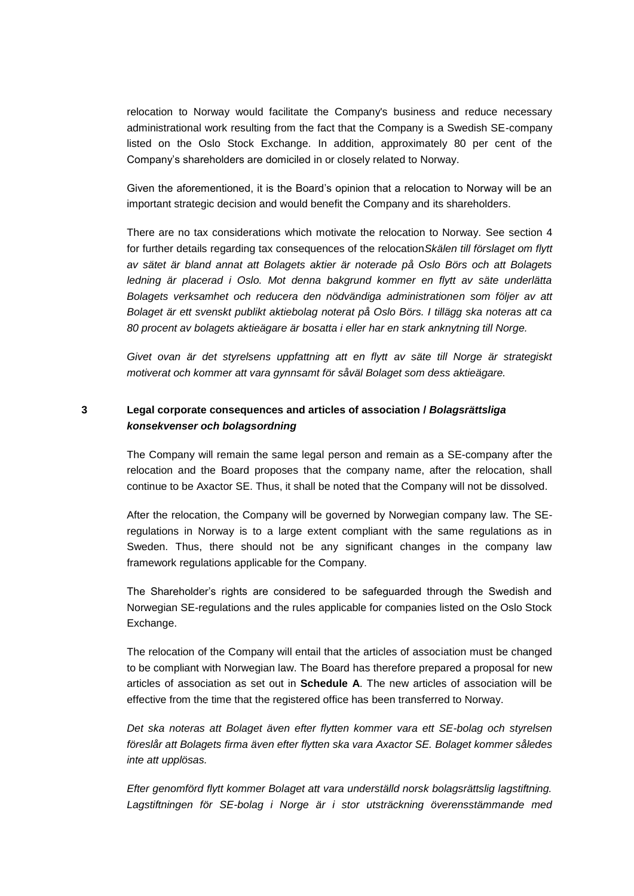relocation to Norway would facilitate the Company's business and reduce necessary administrational work resulting from the fact that the Company is a Swedish SE-company listed on the Oslo Stock Exchange. In addition, approximately 80 per cent of the Company's shareholders are domiciled in or closely related to Norway.

Given the aforementioned, it is the Board's opinion that a relocation to Norway will be an important strategic decision and would benefit the Company and its shareholders.

There are no tax considerations which motivate the relocation to Norway. See section 4 for further details regarding tax consequences of the relocation*Skälen till förslaget om flytt av sätet är bland annat att Bolagets aktier är noterade på Oslo Börs och att Bolagets ledning är placerad i Oslo. Mot denna bakgrund kommer en flytt av säte underlätta Bolagets verksamhet och reducera den nödvändiga administrationen som följer av att Bolaget är ett svenskt publikt aktiebolag noterat på Oslo Börs. I tillägg ska noteras att ca 80 procent av bolagets aktieägare är bosatta i eller har en stark anknytning till Norge.*

*Givet ovan är det styrelsens uppfattning att en flytt av säte till Norge är strategiskt motiverat och kommer att vara gynnsamt för såväl Bolaget som dess aktieägare.*

## 3 Legal corporate consequences and articles of association / *Bolagsrättsliga konsekvenser och bolagsordning*

The Company will remain the same legal person and remain as a SE-company after the relocation and the Board proposes that the company name, after the relocation, shall continue to be Axactor SE. Thus, it shall be noted that the Company will not be dissolved.

After the relocation, the Company will be governed by Norwegian company law. The SE-regulations in Norway is to a large extent compliant with the same regulations as in Sweden. Thus, there should not be any significant changes in the company law framework regulations applicable for the Company.

The Shareholder's rights are considered to be safeguarded through the Swedish and Norwegian SE-regulations and the rules applicable for companies listed on the Oslo Stock Exchange.

The relocation of the Company will entail that the articles of association must be changed to be compliant with Norwegian law. The Board has therefore prepared a proposal for new articles of association as set out in **Schedule A**. The new articles of association will be effective from the time that the registered office has been transferred to Norway.

*Det ska noteras att Bolaget även efter flytten kommer vara ett SE-bolag och styrelsen föreslår att Bolagets firma även efter flytten ska vara Axactor SE. Bolaget kommer således inte att upplösas.*

*Efter genomförd flytt kommer Bolaget att vara underställd norsk bolagsrättslig lagstiftning. Lagstiftningen för SE-bolag i Norge är i stor utsträckning överensstämmande med*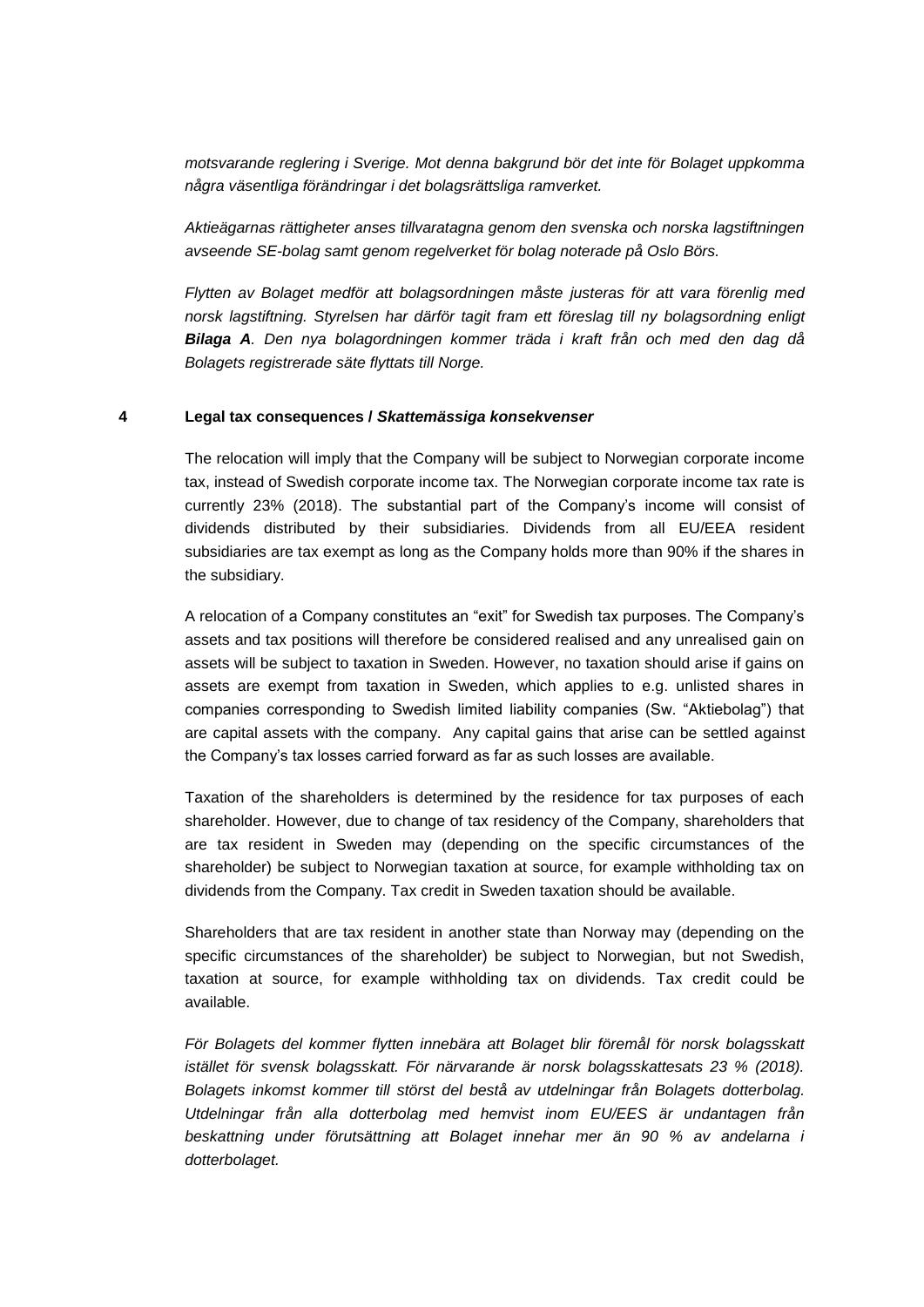*motsvarande reglering i Sverige. Mot denna bakgrund bör det inte för Bolaget uppkomma några väsentliga förändringar i det bolagsrättsliga ramverket.*

*Aktieägarnas rättigheter anses tillvaratagna genom den svenska och norska lagstiftningen avseende SE-bolag samt genom regelverket för bolag noterade på Oslo Börs.*

*Flytten av Bolaget medför att bolagsordningen måste justeras för att vara förenlig med norsk lagstiftning. Styrelsen har därför tagit fram ett föreslag till ny bolagsordning enligt **Bilaga A**. Den nya bolagordningen kommer träda i kraft från och med den dag då Bolagets registrerade säte flyttats till Norge.*

## 4 Legal tax consequences / *Skattemässiga konsekvenser*

The relocation will imply that the Company will be subject to Norwegian corporate income tax, instead of Swedish corporate income tax. The Norwegian corporate income tax rate is currently 23% (2018). The substantial part of the Company's income will consist of dividends distributed by their subsidiaries. Dividends from all EU/EEA resident subsidiaries are tax exempt as long as the Company holds more than 90% if the shares in the subsidiary.

A relocation of a Company constitutes an "exit" for Swedish tax purposes. The Company's assets and tax positions will therefore be considered realised and any unrealised gain on assets will be subject to taxation in Sweden. However, no taxation should arise if gains on assets are exempt from taxation in Sweden, which applies to e.g. unlisted shares in companies corresponding to Swedish limited liability companies (Sw. "Aktiebolag") that are capital assets with the company. Any capital gains that arise can be settled against the Company's tax losses carried forward as far as such losses are available.

Taxation of the shareholders is determined by the residence for tax purposes of each shareholder. However, due to change of tax residency of the Company, shareholders that are tax resident in Sweden may (depending on the specific circumstances of the shareholder) be subject to Norwegian taxation at source, for example withholding tax on dividends from the Company. Tax credit in Sweden taxation should be available.

Shareholders that are tax resident in another state than Norway may (depending on the specific circumstances of the shareholder) be subject to Norwegian, but not Swedish, taxation at source, for example withholding tax on dividends. Tax credit could be available.

*För Bolagets del kommer flytten innebära att Bolaget blir föremål för norsk bolagsskatt istället för svensk bolagsskatt. För närvarande är norsk bolagsskattesats 23 % (2018). Bolagets inkomst kommer till störst del bestå av utdelningar från Bolagets dotterbolag. Utdelningar från alla dotterbolag med hemvist inom EU/EES är undantagen från beskattning under förutsättning att Bolaget innehar mer än 90 % av andelarna i dotterbolaget.*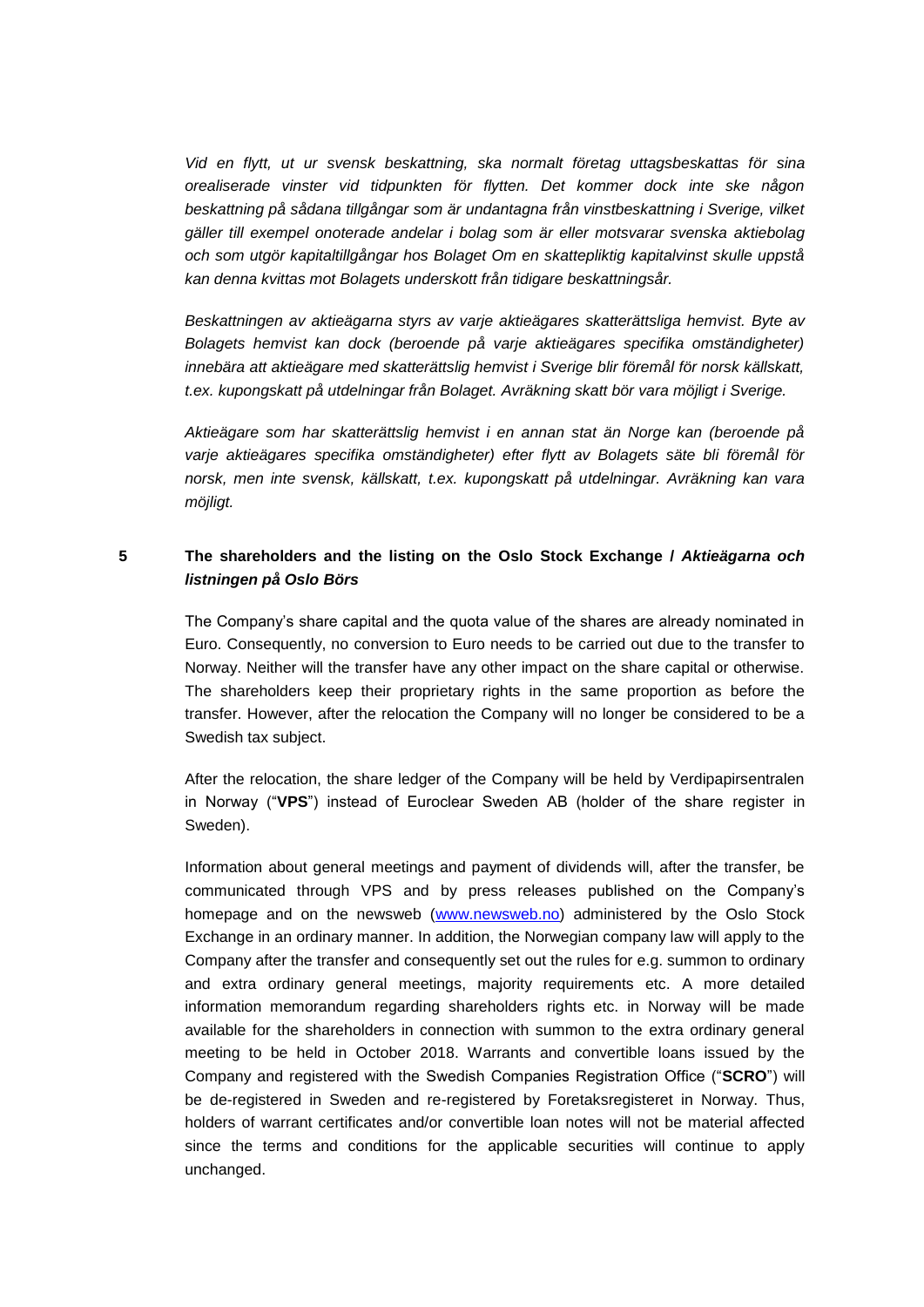*Vid en flytt, ut ur svensk beskattning, ska normalt företag uttagsbeskattas för sina orealiserade vinster vid tidpunkten för flytten. Det kommer dock inte ske någon beskattning på sådana tillgångar som är undantagna från vinstbeskattning i Sverige, vilket gäller till exempel onoterade andelar i bolag som är eller motsvarar svenska aktiebolag och som utgör kapitaltillgångar hos Bolaget Om en skattepliktig kapitalvinst skulle uppstå kan denna kvittas mot Bolagets underskott från tidigare beskattningsår.*

*Beskattningen av aktieägarna styrs av varje aktieägares skatterättsliga hemvist. Byte av Bolagets hemvist kan dock (beroende på varje aktieägares specifika omständigheter) innebära att aktieägare med skatterättslig hemvist i Sverige blir föremål för norsk källskatt, t.ex. kupongskatt på utdelningar från Bolaget. Avräkning skatt bör vara möjligt i Sverige.*

*Aktieägare som har skatterättslig hemvist i en annan stat än Norge kan (beroende på varje aktieägares specifika omständigheter) efter flytt av Bolagets säte bli föremål för norsk, men inte svensk, källskatt, t.ex. kupongskatt på utdelningar. Avräkning kan vara möjligt.*

## 5 The shareholders and the listing on the Oslo Stock Exchange / *Aktieägarna och listningen på Oslo Börs*

The Company's share capital and the quota value of the shares are already nominated in Euro. Consequently, no conversion to Euro needs to be carried out due to the transfer to Norway. Neither will the transfer have any other impact on the share capital or otherwise. The shareholders keep their proprietary rights in the same proportion as before the transfer. However, after the relocation the Company will no longer be considered to be a Swedish tax subject.

After the relocation, the share ledger of the Company will be held by Verdipapirsentralen in Norway ("**VPS**") instead of Euroclear Sweden AB (holder of the share register in Sweden).

Information about general meetings and payment of dividends will, after the transfer, be communicated through VPS and by press releases published on the Company's homepage and on the newsweb ([www.newsweb.no](www.newsweb.no)) administered by the Oslo Stock Exchange in an ordinary manner. In addition, the Norwegian company law will apply to the Company after the transfer and consequently set out the rules for e.g. summon to ordinary and extra ordinary general meetings, majority requirements etc. A more detailed information memorandum regarding shareholders rights etc. in Norway will be made available for the shareholders in connection with summon to the extra ordinary general meeting to be held in October 2018. Warrants and convertible loans issued by the Company and registered with the Swedish Companies Registration Office ("**SCRO**") will be de-registered in Sweden and re-registered by Foretaksregisteret in Norway. Thus, holders of warrant certificates and/or convertible loan notes will not be material affected since the terms and conditions for the applicable securities will continue to apply unchanged.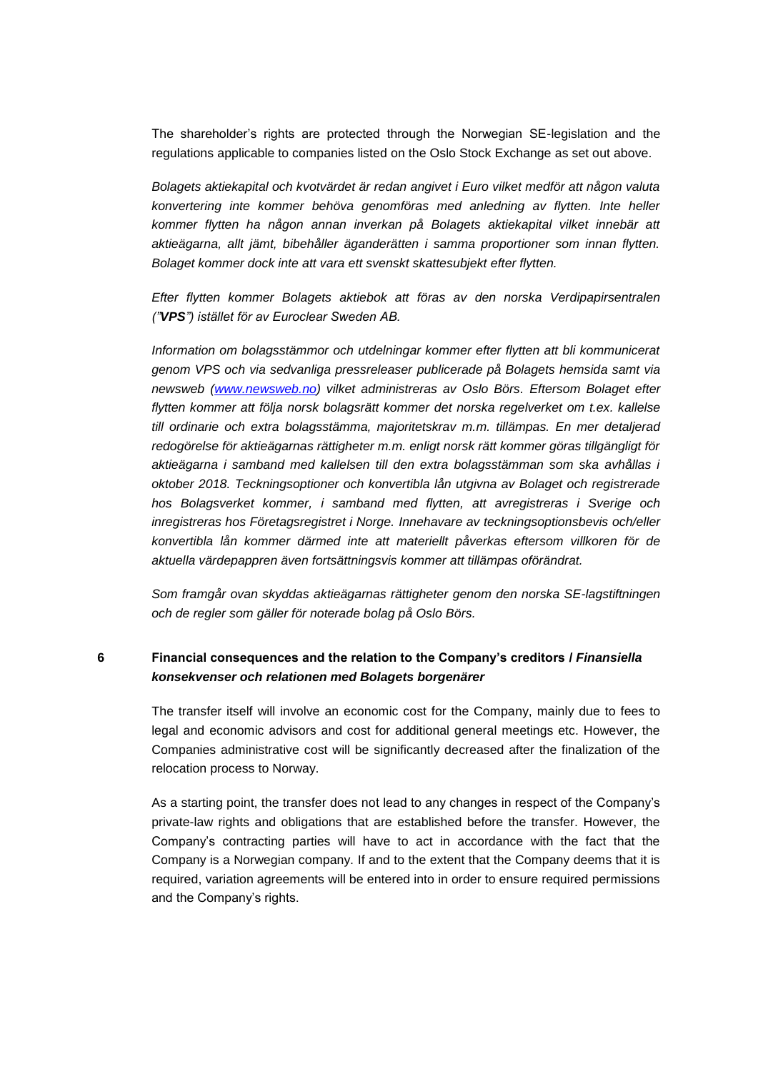The shareholder's rights are protected through the Norwegian SE-legislation and the regulations applicable to companies listed on the Oslo Stock Exchange as set out above.

*Bolagets aktiekapital och kvotvärdet är redan angivet i Euro vilket medför att någon valuta konvertering inte kommer behöva genomföras med anledning av flytten. Inte heller kommer flytten ha någon annan inverkan på Bolagets aktiekapital vilket innebär att aktieägarna, allt jämt, bibehåller äganderätten i samma proportioner som innan flytten. Bolaget kommer dock inte att vara ett svenskt skattesubjekt efter flytten.*

*Efter flytten kommer Bolagets aktiebok att föras av den norska Verdipapirsentralen ("**VPS**") istället för av Euroclear Sweden AB.*

*Information om bolagsstämmor och utdelningar kommer efter flytten att bli kommunicerat genom VPS och via sedvanliga pressreleaser publicerade på Bolagets hemsida samt via newsweb ([www.newsweb.no](www.newsweb.no)) vilket administreras av Oslo Börs. Eftersom Bolaget efter flytten kommer att följa norsk bolagsrätt kommer det norska regelverket om t.ex. kallelse till ordinarie och extra bolagsstämma, majoritetskrav m.m. tillämpas. En mer detaljerad redogörelse för aktieägarnas rättigheter m.m. enligt norsk rätt kommer göras tillgängligt för aktieägarna i samband med kallelsen till den extra bolagsstämman som ska avhållas i oktober 2018. Teckningsoptioner och konvertibla lån utgivna av Bolaget och registrerade hos Bolagsverket kommer, i samband med flytten, att avregistreras i Sverige och inregistreras hos Företagsregistret i Norge. Innehavare av teckningsoptionsbevis och/eller konvertibla lån kommer därmed inte att materiellt påverkas eftersom villkoren för de aktuella värdepappren även fortsättningsvis kommer att tillämpas oförändrat.*

*Som framgår ovan skyddas aktieägarnas rättigheter genom den norska SE-lagstiftningen och de regler som gäller för noterade bolag på Oslo Börs.*

## 6 Financial consequences and the relation to the Company's creditors / *Finansiella konsekvenser och relationen med Bolagets borgenärer*

The transfer itself will involve an economic cost for the Company, mainly due to fees to legal and economic advisors and cost for additional general meetings etc. However, the Companies administrative cost will be significantly decreased after the finalization of the relocation process to Norway.

As a starting point, the transfer does not lead to any changes in respect of the Company's private-law rights and obligations that are established before the transfer. However, the Company's contracting parties will have to act in accordance with the fact that the Company is a Norwegian company. If and to the extent that the Company deems that it is required, variation agreements will be entered into in order to ensure required permissions and the Company's rights.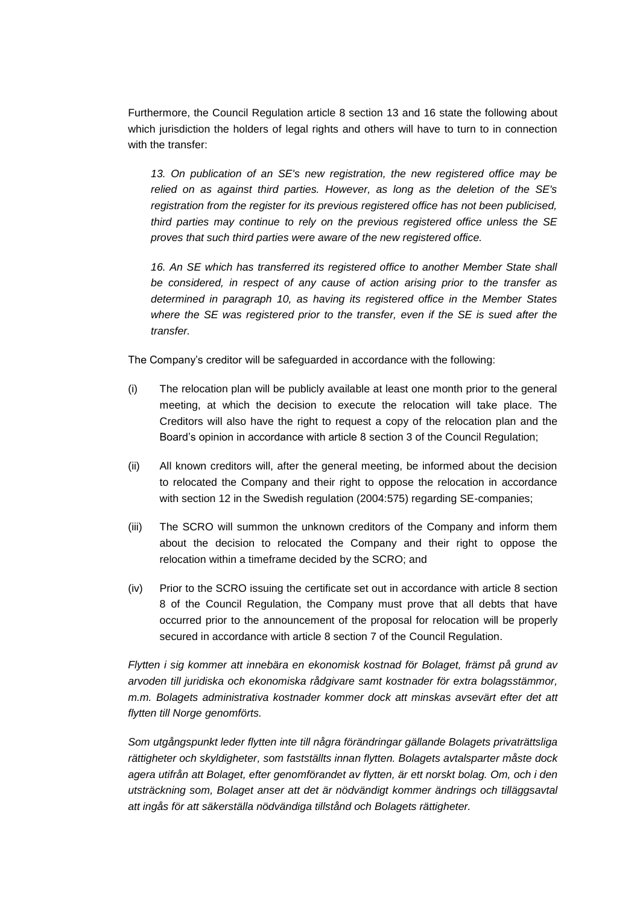Furthermore, the Council Regulation article 8 section 13 and 16 state the following about which jurisdiction the holders of legal rights and others will have to turn to in connection with the transfer:

> *13. On publication of an SE's new registration, the new registered office may be relied on as against third parties. However, as long as the deletion of the SE's registration from the register for its previous registered office has not been publicised, third parties may continue to rely on the previous registered office unless the SE proves that such third parties were aware of the new registered office.*
>
> *16. An SE which has transferred its registered office to another Member State shall be considered, in respect of any cause of action arising prior to the transfer as determined in paragraph 10, as having its registered office in the Member States where the SE was registered prior to the transfer, even if the SE is sued after the transfer.*

The Company's creditor will be safeguarded in accordance with the following:

(i) The relocation plan will be publicly available at least one month prior to the general meeting, at which the decision to execute the relocation will take place. The Creditors will also have the right to request a copy of the relocation plan and the Board's opinion in accordance with article 8 section 3 of the Council Regulation;

(ii) All known creditors will, after the general meeting, be informed about the decision to relocated the Company and their right to oppose the relocation in accordance with section 12 in the Swedish regulation (2004:575) regarding SE-companies;

(iii) The SCRO will summon the unknown creditors of the Company and inform them about the decision to relocated the Company and their right to oppose the relocation within a timeframe decided by the SCRO; and

(iv) Prior to the SCRO issuing the certificate set out in accordance with article 8 section 8 of the Council Regulation, the Company must prove that all debts that have occurred prior to the announcement of the proposal for relocation will be properly secured in accordance with article 8 section 7 of the Council Regulation.

*Flytten i sig kommer att innebära en ekonomisk kostnad för Bolaget, främst på grund av arvoden till juridiska och ekonomiska rådgivare samt kostnader för extra bolagsstämmor, m.m. Bolagets administrativa kostnader kommer dock att minskas avsevärt efter det att flytten till Norge genomförts.*

*Som utgångspunkt leder flytten inte till några förändringar gällande Bolagets privaträttsliga rättigheter och skyldigheter, som fastställts innan flytten. Bolagets avtalsparter måste dock agera utifrån att Bolaget, efter genomförandet av flytten, är ett norskt bolag. Om, och i den utsträckning som, Bolaget anser att det är nödvändigt kommer ändrings och tilläggsavtal att ingås för att säkerställa nödvändiga tillstånd och Bolagets rättigheter.*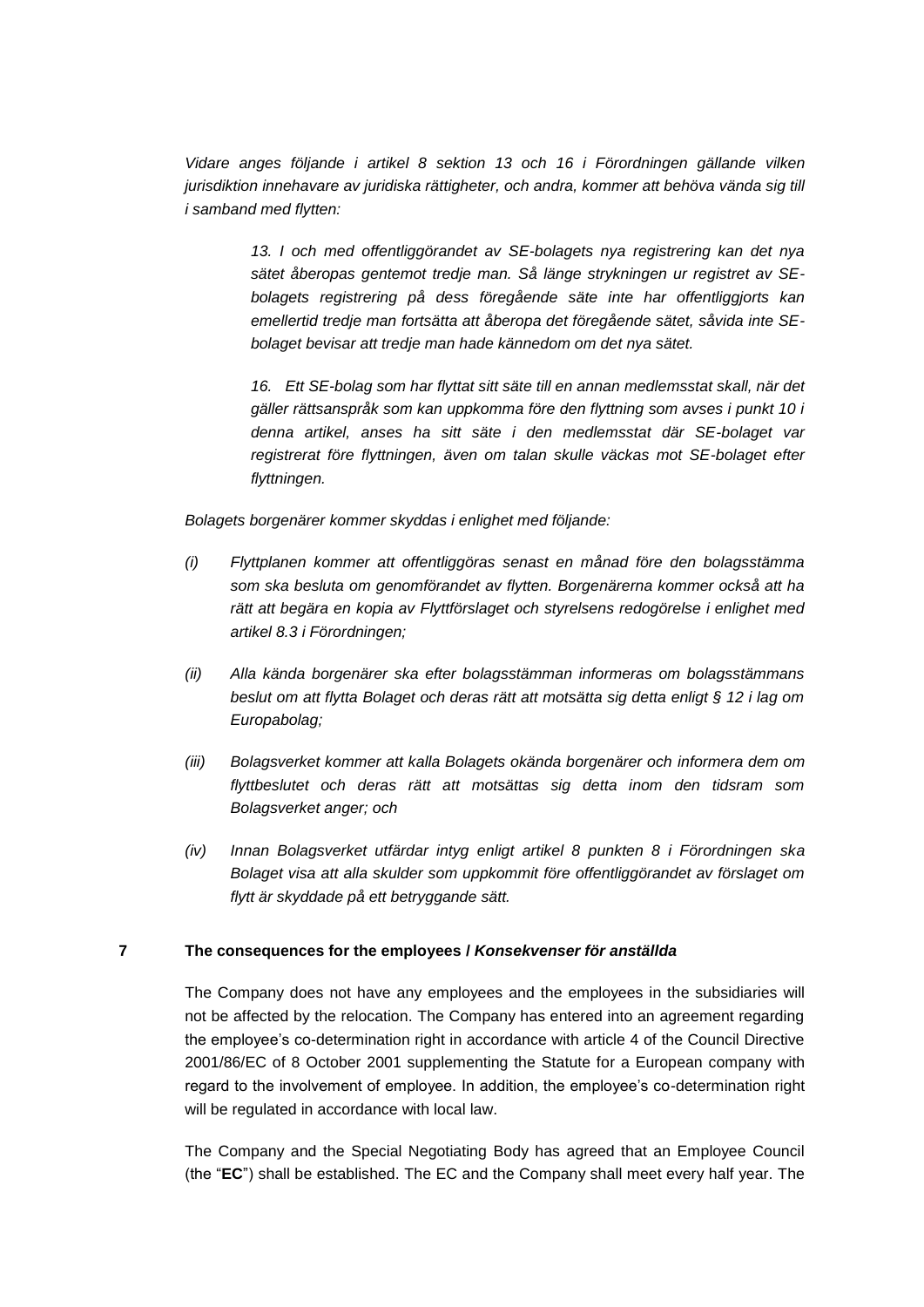*Vidare anges följande i artikel 8 sektion 13 och 16 i Förordningen gällande vilken jurisdiktion innehavare av juridiska rättigheter, och andra, kommer att behöva vända sig till i samband med flytten:*

> *13. I och med offentliggörandet av SE-bolagets nya registrering kan det nya sätet åberopas gentemot tredje man. Så länge strykningen ur registret av SE-bolagets registrering på dess föregående säte inte har offentliggjorts kan emellertid tredje man fortsätta att åberopa det föregående sätet, såvida inte SE-bolaget bevisar att tredje man hade kännedom om det nya sätet.*
>
> *16. Ett SE-bolag som har flyttat sitt säte till en annan medlemsstat skall, när det gäller rättsanspråk som kan uppkomma före den flyttning som avses i punkt 10 i denna artikel, anses ha sitt säte i den medlemsstat där SE-bolaget var registrerat före flyttningen, även om talan skulle väckas mot SE-bolaget efter flyttningen.*

*Bolagets borgenärer kommer skyddas i enlighet med följande:*

*(i) Flyttplanen kommer att offentliggöras senast en månad före den bolagsstämma som ska besluta om genomförandet av flytten. Borgenärerna kommer också att ha rätt att begära en kopia av Flyttförslaget och styrelsens redogörelse i enlighet med artikel 8.3 i Förordningen;*

*(ii) Alla kända borgenärer ska efter bolagsstämman informeras om bolagsstämmans beslut om att flytta Bolaget och deras rätt att motsätta sig detta enligt § 12 i lag om Europabolag;*

*(iii) Bolagsverket kommer att kalla Bolagets okända borgenärer och informera dem om flyttbeslutet och deras rätt att motsättas sig detta inom den tidsram som Bolagsverket anger; och*

*(iv) Innan Bolagsverket utfärdar intyg enligt artikel 8 punkten 8 i Förordningen ska Bolaget visa att alla skulder som uppkommit före offentliggörandet av förslaget om flytt är skyddade på ett betryggande sätt.*

## 7 The consequences for the employees / *Konsekvenser för anställda*

The Company does not have any employees and the employees in the subsidiaries will not be affected by the relocation. The Company has entered into an agreement regarding the employee's co-determination right in accordance with article 4 of the Council Directive 2001/86/EC of 8 October 2001 supplementing the Statute for a European company with regard to the involvement of employee. In addition, the employee's co-determination right will be regulated in accordance with local law.

The Company and the Special Negotiating Body has agreed that an Employee Council (the "**EC**") shall be established. The EC and the Company shall meet every half year. The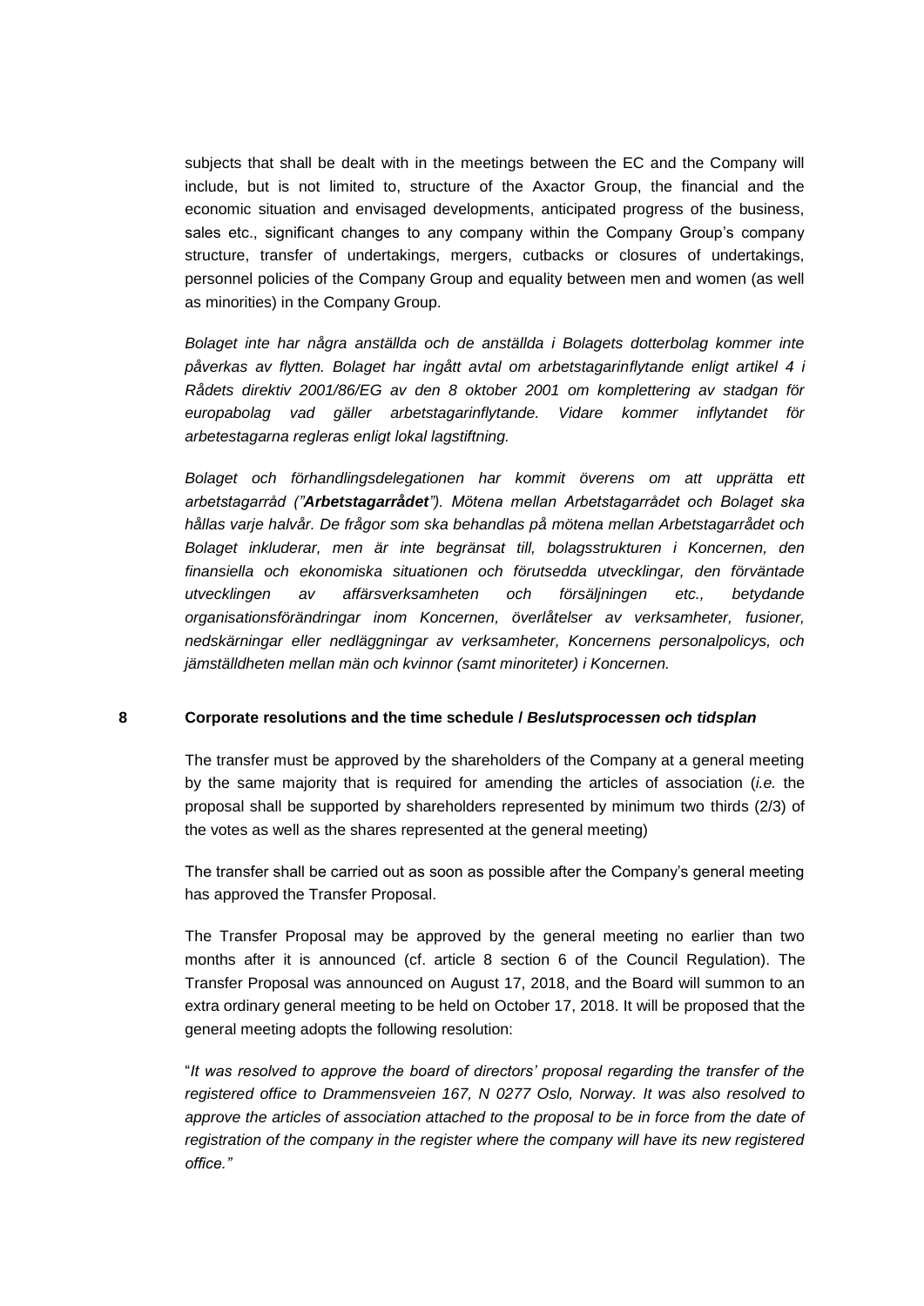subjects that shall be dealt with in the meetings between the EC and the Company will include, but is not limited to, structure of the Axactor Group, the financial and the economic situation and envisaged developments, anticipated progress of the business, sales etc., significant changes to any company within the Company Group's company structure, transfer of undertakings, mergers, cutbacks or closures of undertakings, personnel policies of the Company Group and equality between men and women (as well as minorities) in the Company Group.

*Bolaget inte har några anställda och de anställda i Bolagets dotterbolag kommer inte påverkas av flytten. Bolaget har ingått avtal om arbetstagarinflytande enligt artikel 4 i Rådets direktiv 2001/86/EG av den 8 oktober 2001 om komplettering av stadgan för europabolag vad gäller arbetstagarinflytande. Vidare kommer inflytandet för arbetestagarna regleras enligt lokal lagstiftning.*

*Bolaget och förhandlingsdelegationen har kommit överens om att upprätta ett arbetstagarråd ("**Arbetstagarrådet**"). Mötena mellan Arbetstagarrådet och Bolaget ska hållas varje halvår. De frågor som ska behandlas på mötena mellan Arbetstagarrådet och Bolaget inkluderar, men är inte begränsat till, bolagsstrukturen i Koncernen, den finansiella och ekonomiska situationen och förutsedda utvecklingar, den förväntade utvecklingen av affärsverksamheten och försäljningen etc., betydande organisationsförändringar inom Koncernen, överlåtelser av verksamheter, fusioner, nedskärningar eller nedläggningar av verksamheter, Koncernens personalpolicys, och jämställdheten mellan män och kvinnor (samt minoriteter) i Koncernen.*

## 8 Corporate resolutions and the time schedule / *Beslutsprocessen och tidsplan*

The transfer must be approved by the shareholders of the Company at a general meeting by the same majority that is required for amending the articles of association (*i.e.* the proposal shall be supported by shareholders represented by minimum two thirds (2/3) of the votes as well as the shares represented at the general meeting)

The transfer shall be carried out as soon as possible after the Company's general meeting has approved the Transfer Proposal.

The Transfer Proposal may be approved by the general meeting no earlier than two months after it is announced (cf. article 8 section 6 of the Council Regulation). The Transfer Proposal was announced on August 17, 2018, and the Board will summon to an extra ordinary general meeting to be held on October 17, 2018. It will be proposed that the general meeting adopts the following resolution:

"*It was resolved to approve the board of directors' proposal regarding the transfer of the registered office to Drammensveien 167, N 0277 Oslo, Norway. It was also resolved to approve the articles of association attached to the proposal to be in force from the date of registration of the company in the register where the company will have its new registered office."*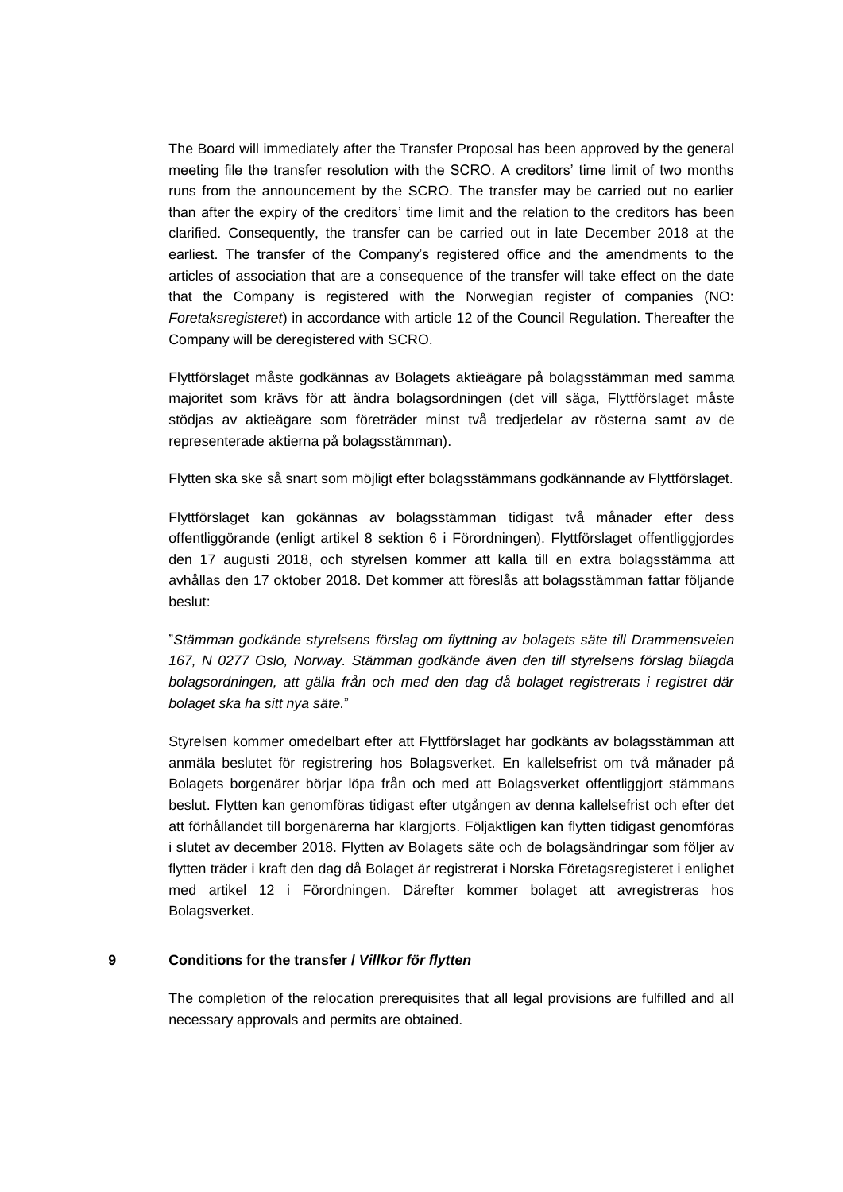The Board will immediately after the Transfer Proposal has been approved by the general meeting file the transfer resolution with the SCRO. A creditors' time limit of two months runs from the announcement by the SCRO. The transfer may be carried out no earlier than after the expiry of the creditors' time limit and the relation to the creditors has been clarified. Consequently, the transfer can be carried out in late December 2018 at the earliest. The transfer of the Company's registered office and the amendments to the articles of association that are a consequence of the transfer will take effect on the date that the Company is registered with the Norwegian register of companies (NO: *Foretaksregisteret*) in accordance with article 12 of the Council Regulation. Thereafter the Company will be deregistered with SCRO.

Flyttförslaget måste godkännas av Bolagets aktieägare på bolagsstämman med samma majoritet som krävs för att ändra bolagsordningen (det vill säga, Flyttförslaget måste stödjas av aktieägare som företräder minst två tredjedelar av rösterna samt av de representerade aktierna på bolagsstämman).

Flytten ska ske så snart som möjligt efter bolagsstämmans godkännande av Flyttförslaget.

Flyttförslaget kan gokännas av bolagsstämman tidigast två månader efter dess offentliggörande (enligt artikel 8 sektion 6 i Förordningen). Flyttförslaget offentliggjordes den 17 augusti 2018, och styrelsen kommer att kalla till en extra bolagsstämma att avhållas den 17 oktober 2018. Det kommer att föreslås att bolagsstämman fattar följande beslut:

"*Stämman godkände styrelsens förslag om flyttning av bolagets säte till Drammensveien 167, N 0277 Oslo, Norway. Stämman godkände även den till styrelsens förslag bilagda bolagsordningen, att gälla från och med den dag då bolaget registrerats i registret där bolaget ska ha sitt nya säte.*"

Styrelsen kommer omedelbart efter att Flyttförslaget har godkänts av bolagsstämman att anmäla beslutet för registrering hos Bolagsverket. En kallelsefrist om två månader på Bolagets borgenärer börjar löpa från och med att Bolagsverket offentliggjort stämmans beslut. Flytten kan genomföras tidigast efter utgången av denna kallelsefrist och efter det att förhållandet till borgenärerna har klargjorts. Följaktligen kan flytten tidigast genomföras i slutet av december 2018. Flytten av Bolagets säte och de bolagsändringar som följer av flytten träder i kraft den dag då Bolaget är registrerat i Norska Företagsregisteret i enlighet med artikel 12 i Förordningen. Därefter kommer bolaget att avregistreras hos Bolagsverket.

## 9 Conditions for the transfer / *Villkor för flytten*

The completion of the relocation prerequisites that all legal provisions are fulfilled and all necessary approvals and permits are obtained.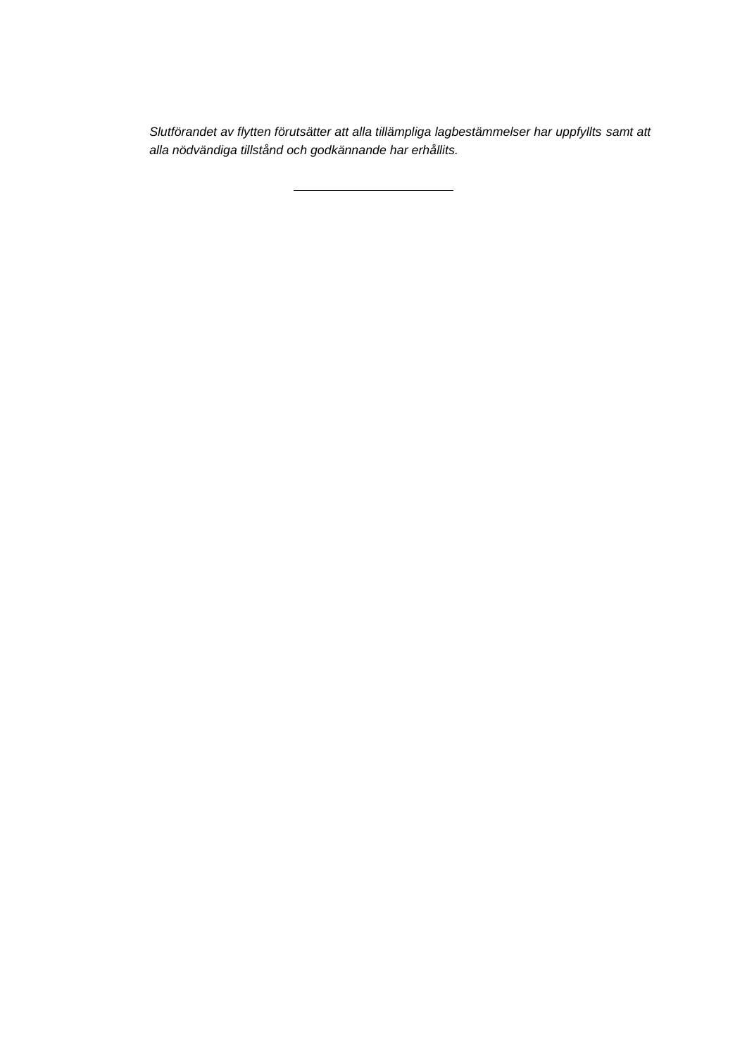*Slutförandet av flytten förutsätter att alla tillämpliga lagbestämmelser har uppfyllts samt att alla nödvändiga tillstånd och godkännande har erhållits.*

---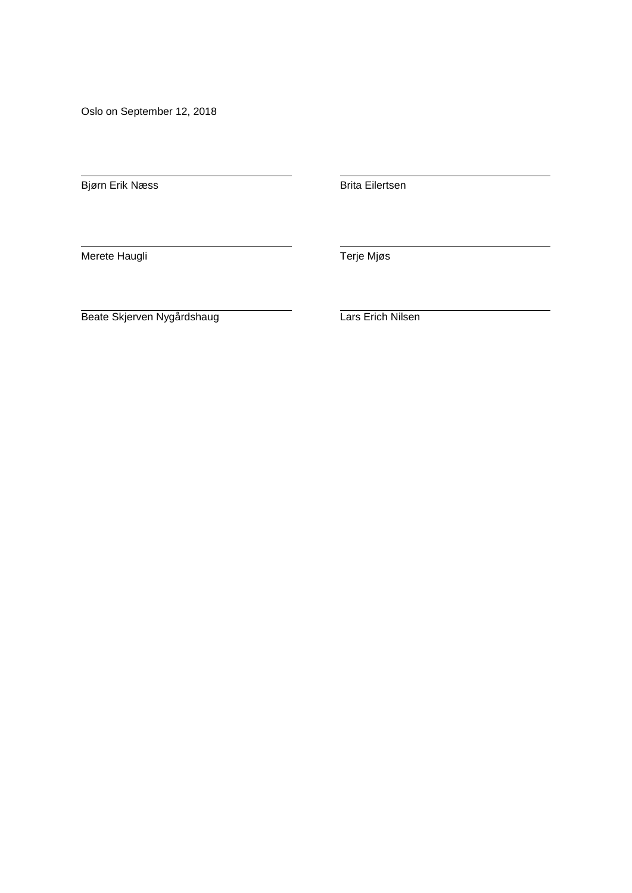Oslo on September 12, 2018

| | |
|---|---|
| Bjørn Erik Næss | Brita Eilertsen |
| Merete Haugli | Terje Mjøs |
| Beate Skjerven Nygårdshaug | Lars Erich Nilsen |